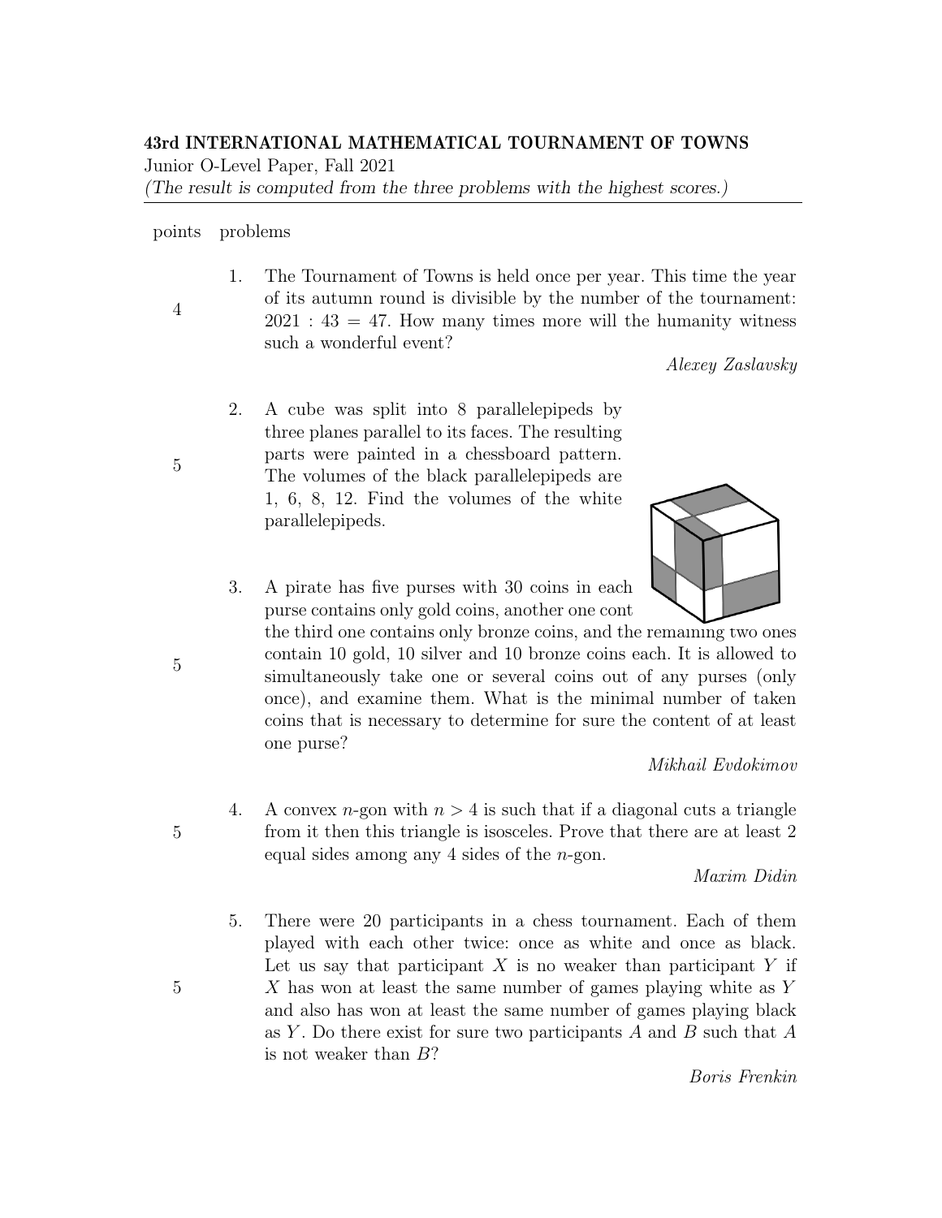**43rd INTERNATIONAL MATHEMATICAL TOURNAMENT OF TOWNS**

Junior O-Level Paper, Fall 2021

*(The result is computed from the three problems with the highest scores.)*

---

| points | problems |
|---|---|
| 4 | 1. The Tournament of Towns is held once per year. This time the year of its autumn round is divisible by the number of the tournament: $2021 : 43 = 47$. How many times more will the humanity witness such a wonderful event? *Alexey Zaslavsky* |
| 5 | 2. A cube was split into 8 parallelepipeds by three planes parallel to its faces. The resulting parts were painted in a chessboard pattern. The volumes of the black parallelepipeds are 1, 6, 8, 12. Find the volumes of the white parallelepipeds. |
| 5 | 3. A pirate has five purses with 30 coins in each purse contains only gold coins, another one cont the third one contains only bronze coins, and the remaining two ones contain 10 gold, 10 silver and 10 bronze coins each. It is allowed to simultaneously take one or several coins out of any purses (only once), and examine them. What is the minimal number of taken coins that is necessary to determine for sure the content of at least one purse? *Mikhail Evdokimov* |
| 5 | 4. A convex $n$-gon with $n > 4$ is such that if a diagonal cuts a triangle from it then this triangle is isosceles. Prove that there are at least 2 equal sides among any 4 sides of the $n$-gon. *Maxim Didin* |
| 5 | 5. There were 20 participants in a chess tournament. Each of them played with each other twice: once as white and once as black. Let us say that participant $X$ is no weaker than participant $Y$ if $X$ has won at least the same number of games playing white as $Y$ and also has won at least the same number of games playing black as $Y$. Do there exist for sure two participants $A$ and $B$ such that $A$ is not weaker than $B$? *Boris Frenkin* |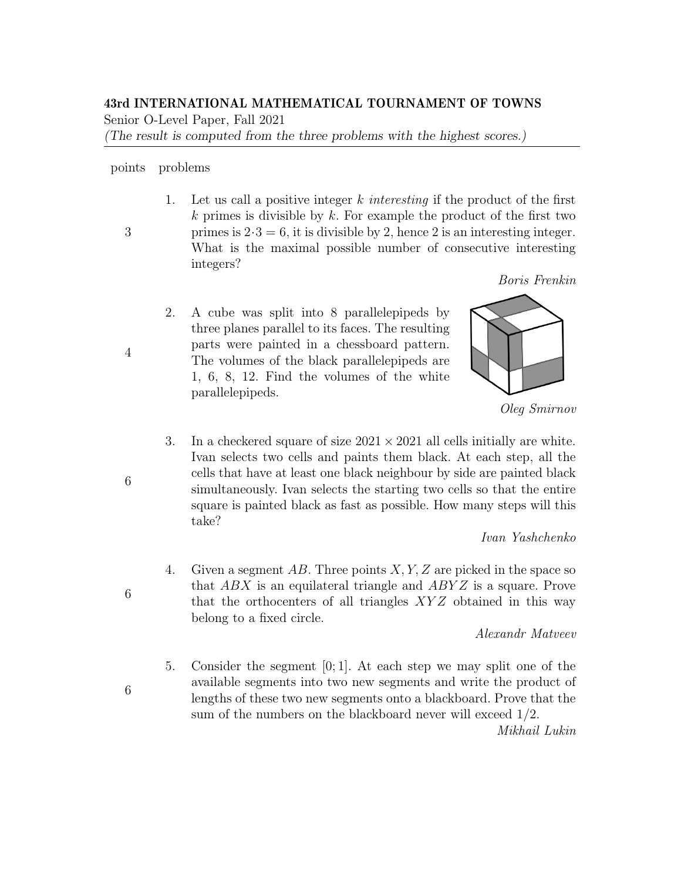**43rd INTERNATIONAL MATHEMATICAL TOURNAMENT OF TOWNS**

Senior O-Level Paper, Fall 2021

*(The result is computed from the three problems with the highest scores.)*

| points | problems |
| --- | --- |
| 3 | 1. Let us call a positive integer $k$ *interesting* if the product of the first $k$ primes is divisible by $k$. For example the product of the first two primes is $2 \cdot 3 = 6$, it is divisible by 2, hence 2 is an interesting integer. What is the maximal possible number of consecutive interesting integers? *Boris Frenkin* |
| 4 | 2. A cube was split into 8 parallelepipeds by three planes parallel to its faces. The resulting parts were painted in a chessboard pattern. The volumes of the black parallelepipeds are 1, 6, 8, 12. Find the volumes of the white parallelepipeds. *Oleg Smirnov* |
| 6 | 3. In a checkered square of size $2021 \times 2021$ all cells initially are white. Ivan selects two cells and paints them black. At each step, all the cells that have at least one black neighbour by side are painted black simultaneously. Ivan selects the starting two cells so that the entire square is painted black as fast as possible. How many steps will this take? *Ivan Yashchenko* |
| 6 | 4. Given a segment $AB$. Three points $X, Y, Z$ are picked in the space so that $ABX$ is an equilateral triangle and $ABYZ$ is a square. Prove that the orthocenters of all triangles $XYZ$ obtained in this way belong to a fixed circle. *Alexandr Matveev* |
| 6 | 5. Consider the segment $[0; 1]$. At each step we may split one of the available segments into two new segments and write the product of lengths of these two new segments onto a blackboard. Prove that the sum of the numbers on the blackboard never will exceed $1/2$. *Mikhail Lukin* |